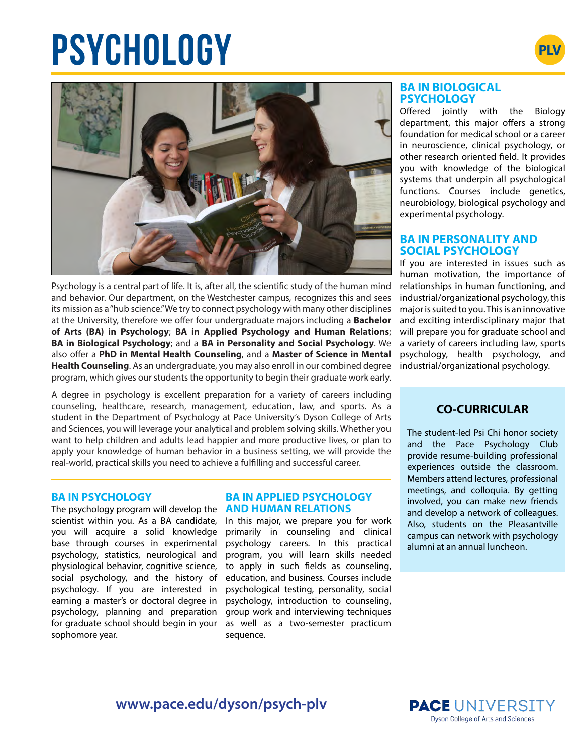# PSYCHOLOGY

PLV

Psychology is a central part of life. It is, after all, the scientific study of the human mind and behavior. Our department, on the Westchester campus, recognizes this and sees its mission as a "hub science." We try to connect psychology with many other disciplines at the University, therefore we offer four undergraduate majors including a **Bachelor of Arts (BA) in Psychology**; **BA in Applied Psychology and Human Relations**; **BA in Biological Psychology**; and a **BA in Personality and Social Psychology**. We also offer a **PhD in Mental Health Counseling**, and a **Master of Science in Mental Health Counseling**. As an undergraduate, you may also enroll in our combined degree program, which gives our students the opportunity to begin their graduate work early.

A degree in psychology is excellent preparation for a variety of careers including counseling, healthcare, research, management, education, law, and sports. As a student in the Department of Psychology at Pace University's Dyson College of Arts and Sciences, you will leverage your analytical and problem solving skills. Whether you want to help children and adults lead happier and more productive lives, or plan to apply your knowledge of human behavior in a business setting, we will provide the real-world, practical skills you need to achieve a fulfilling and successful career.

## BA IN PSYCHOLOGY

The psychology program will develop the scientist within you. As a BA candidate, you will acquire a solid knowledge base through courses in experimental psychology, statistics, neurological and physiological behavior, cognitive science, social psychology, and the history of psychology. If you are interested in earning a master's or doctoral degree in psychology, planning and preparation for graduate school should begin in your sophomore year.

## BA IN APPLIED PSYCHOLOGY AND HUMAN RELATIONS

In this major, we prepare you for work primarily in counseling and clinical psychology careers. In this practical program, you will learn skills needed to apply in such fields as counseling, education, and business. Courses include psychological testing, personality, social psychology, introduction to counseling, group work and interviewing techniques as well as a two-semester practicum sequence.

## BA IN BIOLOGICAL PSYCHOLOGY

Offered jointly with the Biology department, this major offers a strong foundation for medical school or a career in neuroscience, clinical psychology, or other research oriented field. It provides you with knowledge of the biological systems that underpin all psychological functions. Courses include genetics, neurobiology, biological psychology and experimental psychology.

## BA IN PERSONALITY AND SOCIAL PSYCHOLOGY

If you are interested in issues such as human motivation, the importance of relationships in human functioning, and industrial/organizational psychology, this major is suited to you. This is an innovative and exciting interdisciplinary major that will prepare you for graduate school and a variety of careers including law, sports psychology, health psychology, and industrial/organizational psychology.

## CO-CURRICULAR

The student-led Psi Chi honor society and the Pace Psychology Club provide resume-building professional experiences outside the classroom. Members attend lectures, professional meetings, and colloquia. By getting involved, you can make new friends and develop a network of colleagues. Also, students on the Pleasantville campus can network with psychology alumni at an annual luncheon.

www.pace.edu/dyson/psych-plv

PACE UNIVERSITY
Dyson College of Arts and Sciences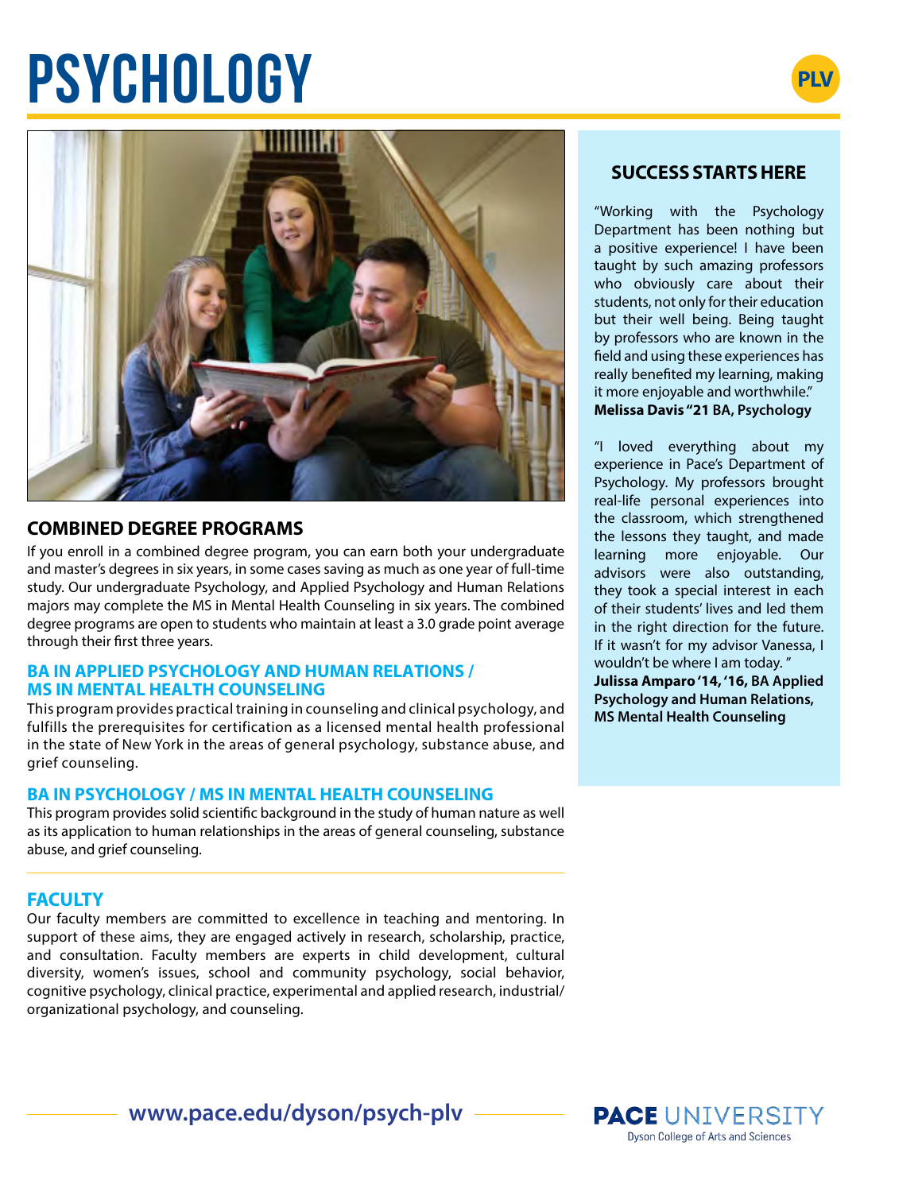# PSYCHOLOGY

PLV

## COMBINED DEGREE PROGRAMS

If you enroll in a combined degree program, you can earn both your undergraduate and master's degrees in six years, in some cases saving as much as one year of full-time study. Our undergraduate Psychology, and Applied Psychology and Human Relations majors may complete the MS in Mental Health Counseling in six years. The combined degree programs are open to students who maintain at least a 3.0 grade point average through their first three years.

### BA IN APPLIED PSYCHOLOGY AND HUMAN RELATIONS / MS IN MENTAL HEALTH COUNSELING

This program provides practical training in counseling and clinical psychology, and fulfills the prerequisites for certification as a licensed mental health professional in the state of New York in the areas of general psychology, substance abuse, and grief counseling.

### BA IN PSYCHOLOGY / MS IN MENTAL HEALTH COUNSELING

This program provides solid scientific background in the study of human nature as well as its application to human relationships in the areas of general counseling, substance abuse, and grief counseling.

## FACULTY

Our faculty members are committed to excellence in teaching and mentoring. In support of these aims, they are engaged actively in research, scholarship, practice, and consultation. Faculty members are experts in child development, cultural diversity, women's issues, school and community psychology, social behavior, cognitive psychology, clinical practice, experimental and applied research, industrial/organizational psychology, and counseling.

## SUCCESS STARTS HERE

"Working with the Psychology Department has been nothing but a positive experience! I have been taught by such amazing professors who obviously care about their students, not only for their education but their well being. Being taught by professors who are known in the field and using these experiences has really benefited my learning, making it more enjoyable and worthwhile."
**Melissa Davis "21 BA, Psychology**

"I loved everything about my experience in Pace's Department of Psychology. My professors brought real-life personal experiences into the classroom, which strengthened the lessons they taught, and made learning more enjoyable. Our advisors were also outstanding, they took a special interest in each of their students' lives and led them in the right direction for the future. If it wasn't for my advisor Vanessa, I wouldn't be where I am today. "
**Julissa Amparo '14, '16, BA Applied Psychology and Human Relations, MS Mental Health Counseling**

**www.pace.edu/dyson/psych-plv**

PACE UNIVERSITY
Dyson College of Arts and Sciences